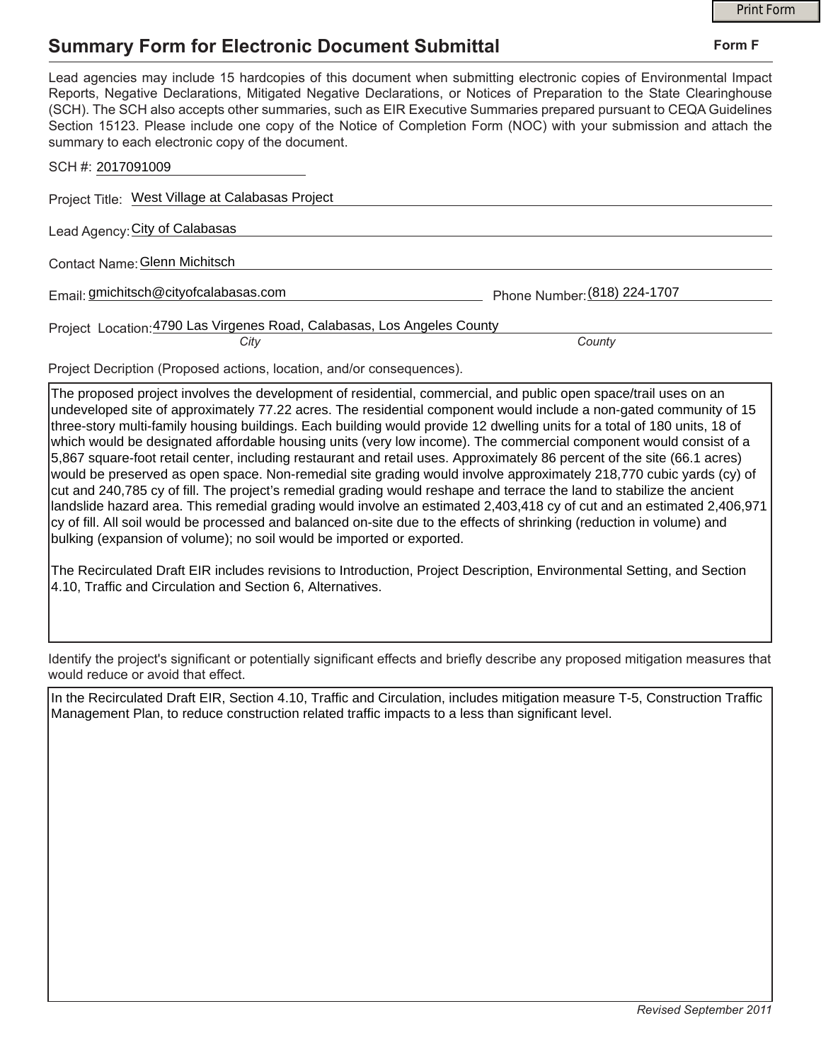# Summary Form for Electronic Document Submittal

**Form F**

Lead agencies may include 15 hardcopies of this document when submitting electronic copies of Environmental Impact Reports, Negative Declarations, Mitigated Negative Declarations, or Notices of Preparation to the State Clearinghouse (SCH). The SCH also accepts other summaries, such as EIR Executive Summaries prepared pursuant to CEQA Guidelines Section 15123. Please include one copy of the Notice of Completion Form (NOC) with your submission and attach the summary to each electronic copy of the document.

SCH #: 2017091009

Project Title: West Village at Calabasas Project

Lead Agency: City of Calabasas

Contact Name: Glenn Michitsch

Email: gmichitsch@cityofcalabasas.com

Phone Number: (818) 224-1707

Project Location: 4790 Las Virgenes Road, Calabasas, Los Angeles County

*City* *County*

Project Decription (Proposed actions, location, and/or consequences).

The proposed project involves the development of residential, commercial, and public open space/trail uses on an undeveloped site of approximately 77.22 acres. The residential component would include a non-gated community of 15 three-story multi-family housing buildings. Each building would provide 12 dwelling units for a total of 180 units, 18 of which would be designated affordable housing units (very low income). The commercial component would consist of a 5,867 square-foot retail center, including restaurant and retail uses. Approximately 86 percent of the site (66.1 acres) would be preserved as open space. Non-remedial site grading would involve approximately 218,770 cubic yards (cy) of cut and 240,785 cy of fill. The project's remedial grading would reshape and terrace the land to stabilize the ancient landslide hazard area. This remedial grading would involve an estimated 2,403,418 cy of cut and an estimated 2,406,971 cy of fill. All soil would be processed and balanced on-site due to the effects of shrinking (reduction in volume) and bulking (expansion of volume); no soil would be imported or exported.

The Recirculated Draft EIR includes revisions to Introduction, Project Description, Environmental Setting, and Section 4.10, Traffic and Circulation and Section 6, Alternatives.

Identify the project's significant or potentially significant effects and briefly describe any proposed mitigation measures that would reduce or avoid that effect.

In the Recirculated Draft EIR, Section 4.10, Traffic and Circulation, includes mitigation measure T-5, Construction Traffic Management Plan, to reduce construction related traffic impacts to a less than significant level.

*Revised September 2011*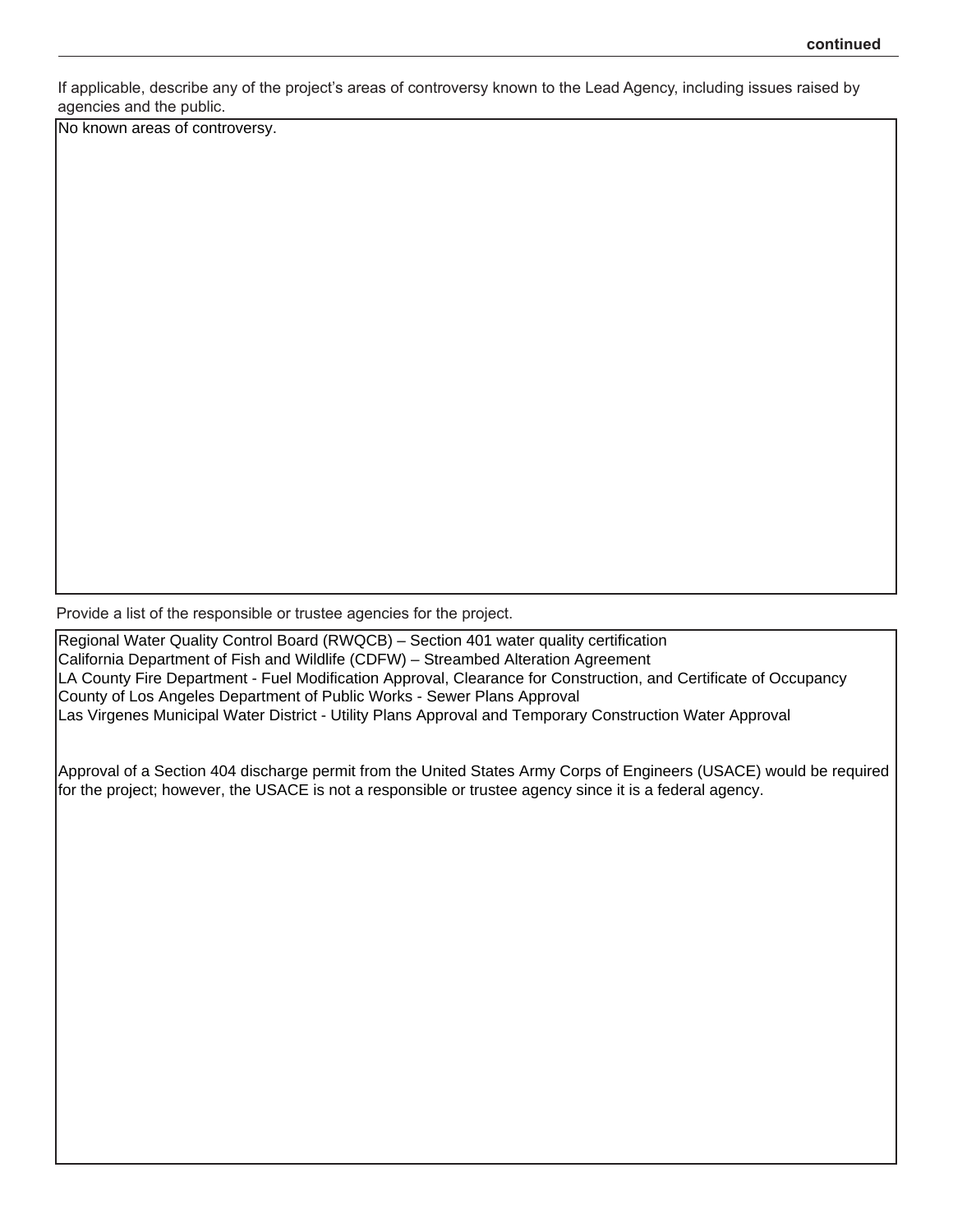continued

If applicable, describe any of the project's areas of controversy known to the Lead Agency, including issues raised by agencies and the public.

No known areas of controversy.

Provide a list of the responsible or trustee agencies for the project.

Regional Water Quality Control Board (RWQCB) – Section 401 water quality certification
California Department of Fish and Wildlife (CDFW) – Streambed Alteration Agreement
LA County Fire Department - Fuel Modification Approval, Clearance for Construction, and Certificate of Occupancy
County of Los Angeles Department of Public Works - Sewer Plans Approval
Las Virgenes Municipal Water District - Utility Plans Approval and Temporary Construction Water Approval

Approval of a Section 404 discharge permit from the United States Army Corps of Engineers (USACE) would be required for the project; however, the USACE is not a responsible or trustee agency since it is a federal agency.